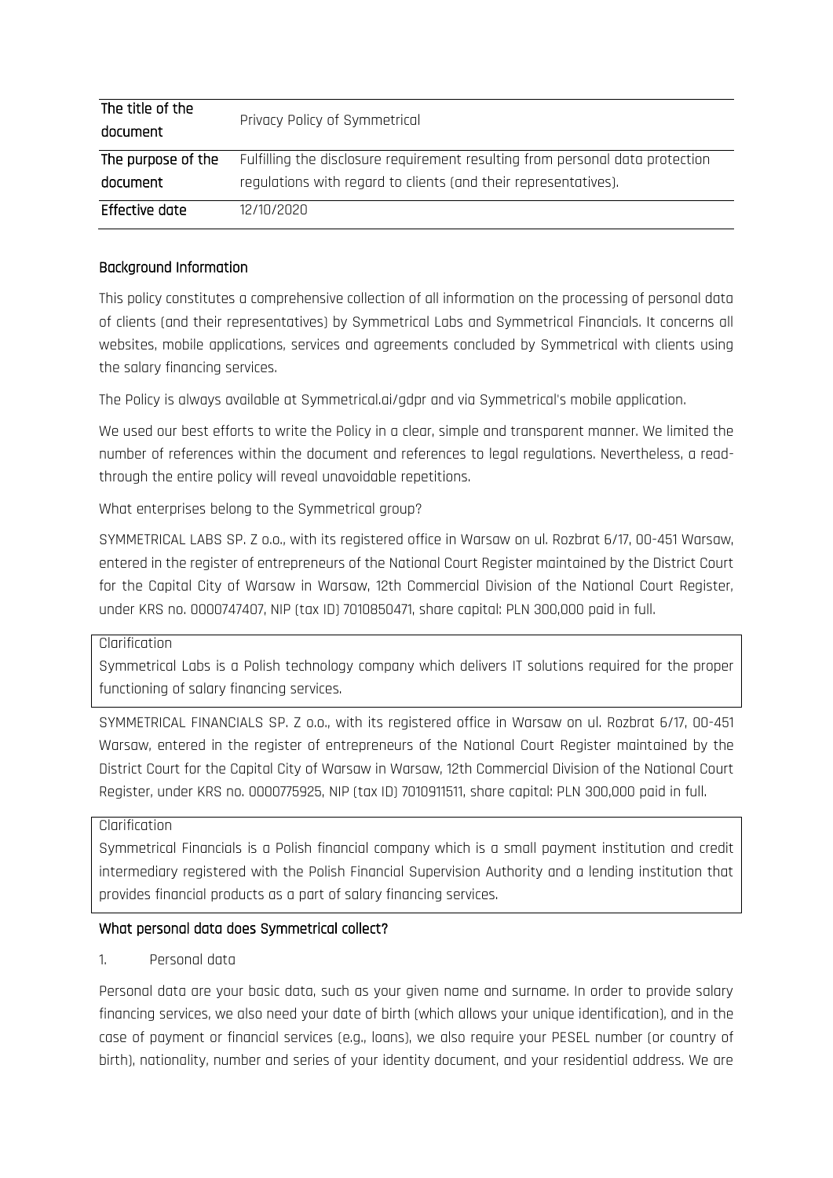| The title of the document | Privacy Policy of Symmetrical |
| --- | --- |
| The purpose of the document | Fulfilling the disclosure requirement resulting from personal data protection regulations with regard to clients (and their representatives). |
| Effective date | 12/10/2020 |

## Background Information

This policy constitutes a comprehensive collection of all information on the processing of personal data of clients (and their representatives) by Symmetrical Labs and Symmetrical Financials. It concerns all websites, mobile applications, services and agreements concluded by Symmetrical with clients using the salary financing services.

The Policy is always available at Symmetrical.ai/gdpr and via Symmetrical's mobile application.

We used our best efforts to write the Policy in a clear, simple and transparent manner. We limited the number of references within the document and references to legal regulations. Nevertheless, a read-through the entire policy will reveal unavoidable repetitions.

What enterprises belong to the Symmetrical group?

SYMMETRICAL LABS SP. Z o.o., with its registered office in Warsaw on ul. Rozbrat 6/17, 00-451 Warsaw, entered in the register of entrepreneurs of the National Court Register maintained by the District Court for the Capital City of Warsaw in Warsaw, 12th Commercial Division of the National Court Register, under KRS no. 0000747407, NIP (tax ID) 7010850471, share capital: PLN 300,000 paid in full.

> Clarification
>
> Symmetrical Labs is a Polish technology company which delivers IT solutions required for the proper functioning of salary financing services.

SYMMETRICAL FINANCIALS SP. Z o.o., with its registered office in Warsaw on ul. Rozbrat 6/17, 00-451 Warsaw, entered in the register of entrepreneurs of the National Court Register maintained by the District Court for the Capital City of Warsaw in Warsaw, 12th Commercial Division of the National Court Register, under KRS no. 0000775925, NIP (tax ID) 7010911511, share capital: PLN 300,000 paid in full.

> Clarification
>
> Symmetrical Financials is a Polish financial company which is a small payment institution and credit intermediary registered with the Polish Financial Supervision Authority and a lending institution that provides financial products as a part of salary financing services.

## What personal data does Symmetrical collect?

1. Personal data

Personal data are your basic data, such as your given name and surname. In order to provide salary financing services, we also need your date of birth (which allows your unique identification), and in the case of payment or financial services (e.g., loans), we also require your PESEL number (or country of birth), nationality, number and series of your identity document, and your residential address. We are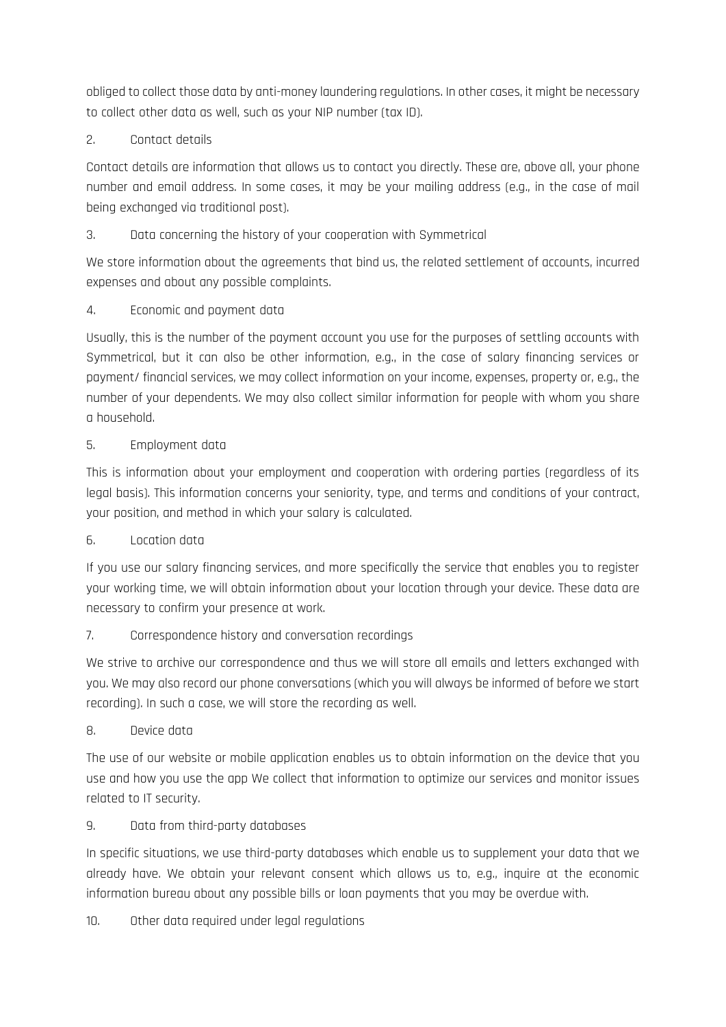obliged to collect those data by anti-money laundering regulations. In other cases, it might be necessary to collect other data as well, such as your NIP number (tax ID).

2. Contact details

Contact details are information that allows us to contact you directly. These are, above all, your phone number and email address. In some cases, it may be your mailing address (e.g., in the case of mail being exchanged via traditional post).

3. Data concerning the history of your cooperation with Symmetrical

We store information about the agreements that bind us, the related settlement of accounts, incurred expenses and about any possible complaints.

4. Economic and payment data

Usually, this is the number of the payment account you use for the purposes of settling accounts with Symmetrical, but it can also be other information, e.g., in the case of salary financing services or payment/ financial services, we may collect information on your income, expenses, property or, e.g., the number of your dependents. We may also collect similar information for people with whom you share a household.

5. Employment data

This is information about your employment and cooperation with ordering parties (regardless of its legal basis). This information concerns your seniority, type, and terms and conditions of your contract, your position, and method in which your salary is calculated.

6. Location data

If you use our salary financing services, and more specifically the service that enables you to register your working time, we will obtain information about your location through your device. These data are necessary to confirm your presence at work.

7. Correspondence history and conversation recordings

We strive to archive our correspondence and thus we will store all emails and letters exchanged with you. We may also record our phone conversations (which you will always be informed of before we start recording). In such a case, we will store the recording as well.

8. Device data

The use of our website or mobile application enables us to obtain information on the device that you use and how you use the app We collect that information to optimize our services and monitor issues related to IT security.

9. Data from third-party databases

In specific situations, we use third-party databases which enable us to supplement your data that we already have. We obtain your relevant consent which allows us to, e.g., inquire at the economic information bureau about any possible bills or loan payments that you may be overdue with.

10. Other data required under legal regulations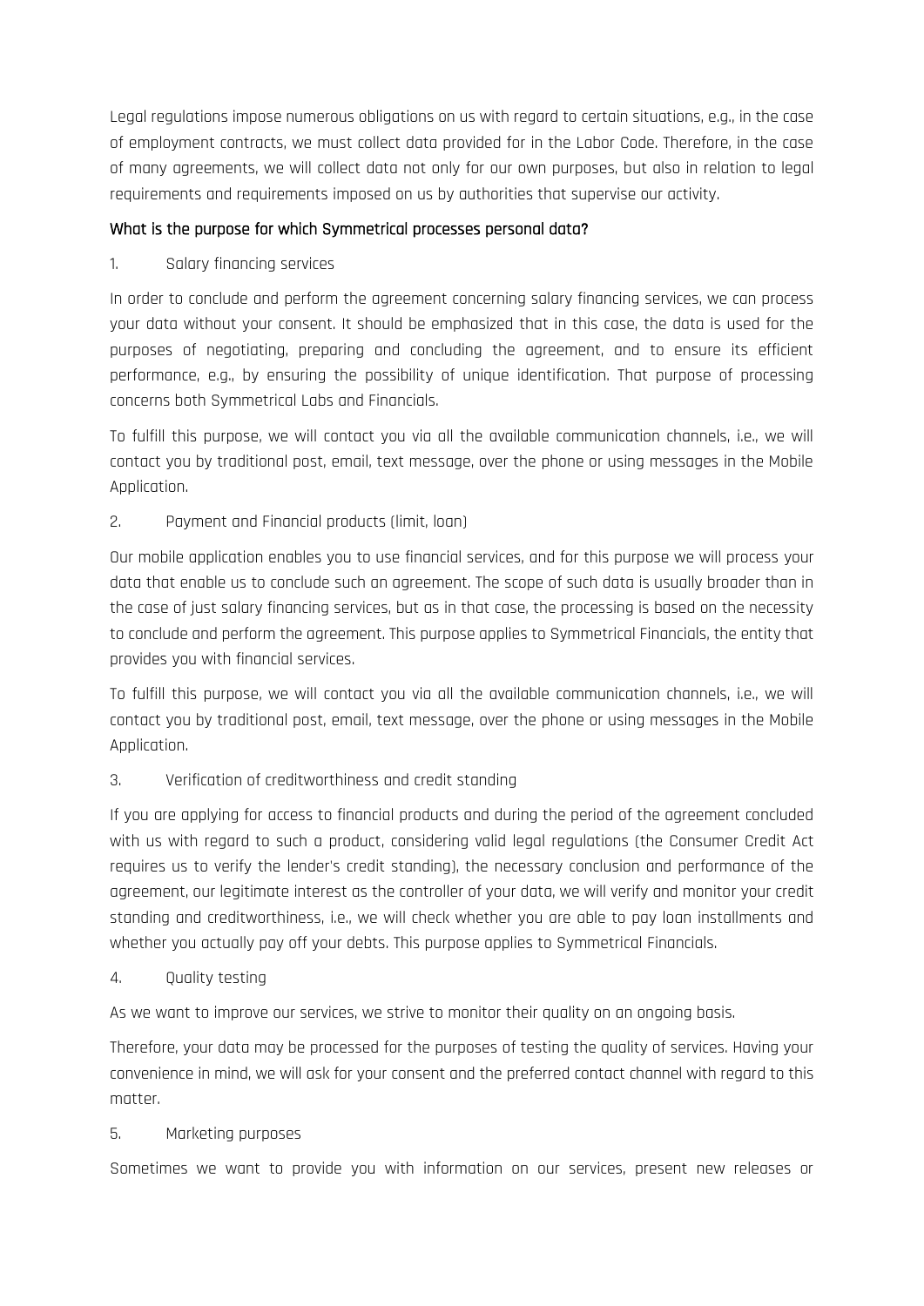Legal regulations impose numerous obligations on us with regard to certain situations, e.g., in the case of employment contracts, we must collect data provided for in the Labor Code. Therefore, in the case of many agreements, we will collect data not only for our own purposes, but also in relation to legal requirements and requirements imposed on us by authorities that supervise our activity.

#### What is the purpose for which Symmetrical processes personal data?

1. Salary financing services

In order to conclude and perform the agreement concerning salary financing services, we can process your data without your consent. It should be emphasized that in this case, the data is used for the purposes of negotiating, preparing and concluding the agreement, and to ensure its efficient performance, e.g., by ensuring the possibility of unique identification. That purpose of processing concerns both Symmetrical Labs and Financials.

To fulfill this purpose, we will contact you via all the available communication channels, i.e., we will contact you by traditional post, email, text message, over the phone or using messages in the Mobile Application.

2. Payment and Financial products (limit, loan)

Our mobile application enables you to use financial services, and for this purpose we will process your data that enable us to conclude such an agreement. The scope of such data is usually broader than in the case of just salary financing services, but as in that case, the processing is based on the necessity to conclude and perform the agreement. This purpose applies to Symmetrical Financials, the entity that provides you with financial services.

To fulfill this purpose, we will contact you via all the available communication channels, i.e., we will contact you by traditional post, email, text message, over the phone or using messages in the Mobile Application.

3. Verification of creditworthiness and credit standing

If you are applying for access to financial products and during the period of the agreement concluded with us with regard to such a product, considering valid legal regulations (the Consumer Credit Act requires us to verify the lender's credit standing), the necessary conclusion and performance of the agreement, our legitimate interest as the controller of your data, we will verify and monitor your credit standing and creditworthiness, i.e., we will check whether you are able to pay loan installments and whether you actually pay off your debts. This purpose applies to Symmetrical Financials.

4. Quality testing

As we want to improve our services, we strive to monitor their quality on an ongoing basis.

Therefore, your data may be processed for the purposes of testing the quality of services. Having your convenience in mind, we will ask for your consent and the preferred contact channel with regard to this matter.

5. Marketing purposes

Sometimes we want to provide you with information on our services, present new releases or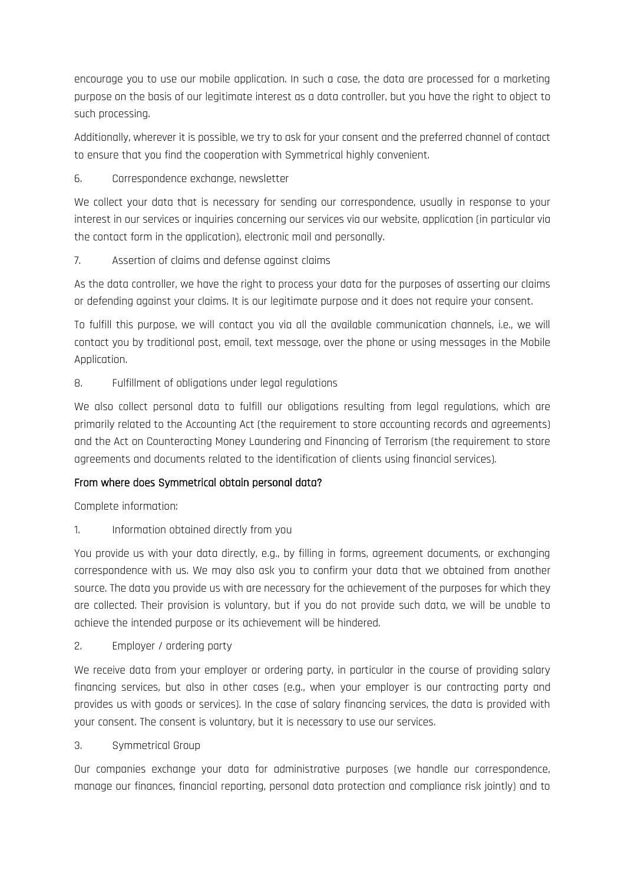encourage you to use our mobile application. In such a case, the data are processed for a marketing purpose on the basis of our legitimate interest as a data controller, but you have the right to object to such processing.

Additionally, wherever it is possible, we try to ask for your consent and the preferred channel of contact to ensure that you find the cooperation with Symmetrical highly convenient.

6. Correspondence exchange, newsletter

We collect your data that is necessary for sending our correspondence, usually in response to your interest in our services or inquiries concerning our services via our website, application (in particular via the contact form in the application), electronic mail and personally.

7. Assertion of claims and defense against claims

As the data controller, we have the right to process your data for the purposes of asserting our claims or defending against your claims. It is our legitimate purpose and it does not require your consent.

To fulfill this purpose, we will contact you via all the available communication channels, i.e., we will contact you by traditional post, email, text message, over the phone or using messages in the Mobile Application.

8. Fulfillment of obligations under legal regulations

We also collect personal data to fulfill our obligations resulting from legal regulations, which are primarily related to the Accounting Act (the requirement to store accounting records and agreements) and the Act on Counteracting Money Laundering and Financing of Terrorism (the requirement to store agreements and documents related to the identification of clients using financial services).

## From where does Symmetrical obtain personal data?

Complete information:

1. Information obtained directly from you

You provide us with your data directly, e.g., by filling in forms, agreement documents, or exchanging correspondence with us. We may also ask you to confirm your data that we obtained from another source. The data you provide us with are necessary for the achievement of the purposes for which they are collected. Their provision is voluntary, but if you do not provide such data, we will be unable to achieve the intended purpose or its achievement will be hindered.

2. Employer / ordering party

We receive data from your employer or ordering party, in particular in the course of providing salary financing services, but also in other cases (e.g., when your employer is our contracting party and provides us with goods or services). In the case of salary financing services, the data is provided with your consent. The consent is voluntary, but it is necessary to use our services.

3. Symmetrical Group

Our companies exchange your data for administrative purposes (we handle our correspondence, manage our finances, financial reporting, personal data protection and compliance risk jointly) and to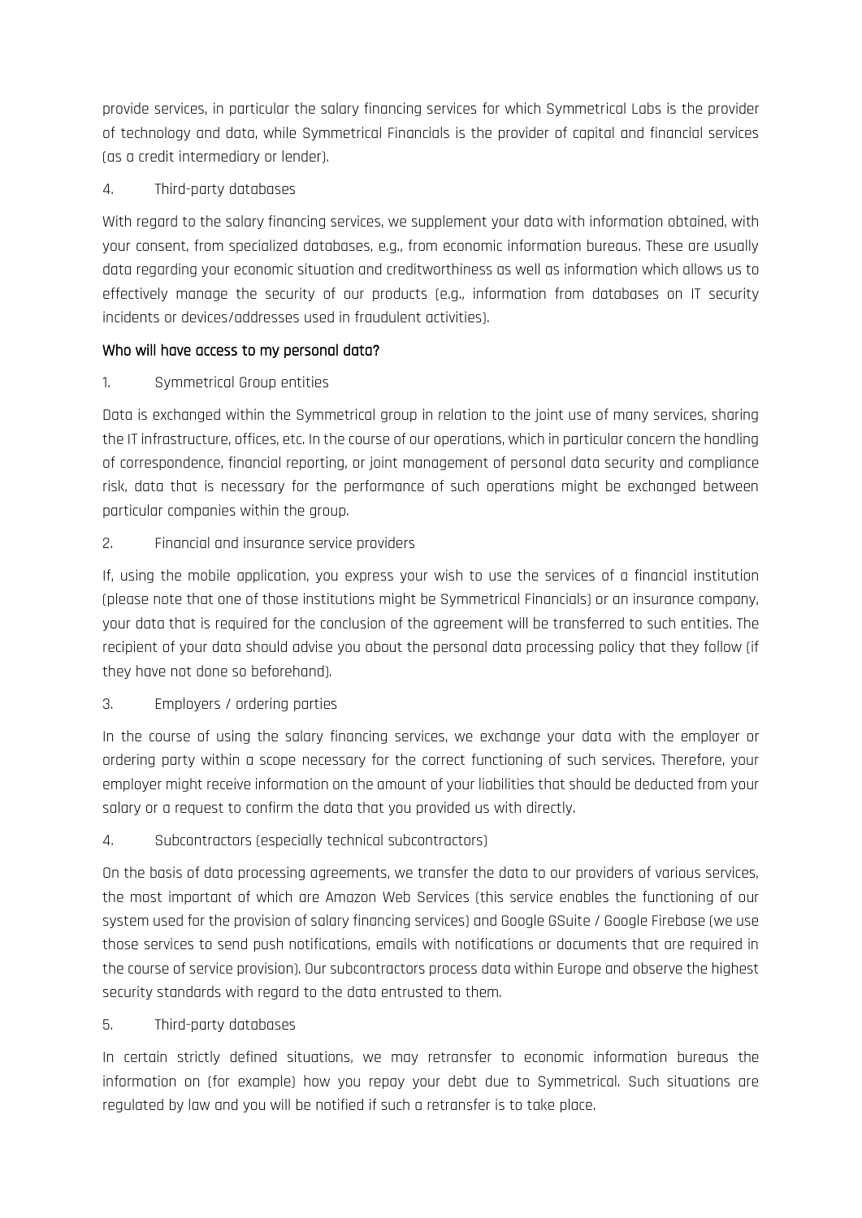provide services, in particular the salary financing services for which Symmetrical Labs is the provider of technology and data, while Symmetrical Financials is the provider of capital and financial services (as a credit intermediary or lender).

4. Third-party databases

With regard to the salary financing services, we supplement your data with information obtained, with your consent, from specialized databases, e.g., from economic information bureaus. These are usually data regarding your economic situation and creditworthiness as well as information which allows us to effectively manage the security of our products (e.g., information from databases on IT security incidents or devices/addresses used in fraudulent activities).

## Who will have access to my personal data?

1. Symmetrical Group entities

Data is exchanged within the Symmetrical group in relation to the joint use of many services, sharing the IT infrastructure, offices, etc. In the course of our operations, which in particular concern the handling of correspondence, financial reporting, or joint management of personal data security and compliance risk, data that is necessary for the performance of such operations might be exchanged between particular companies within the group.

2. Financial and insurance service providers

If, using the mobile application, you express your wish to use the services of a financial institution (please note that one of those institutions might be Symmetrical Financials) or an insurance company, your data that is required for the conclusion of the agreement will be transferred to such entities. The recipient of your data should advise you about the personal data processing policy that they follow (if they have not done so beforehand).

3. Employers / ordering parties

In the course of using the salary financing services, we exchange your data with the employer or ordering party within a scope necessary for the correct functioning of such services. Therefore, your employer might receive information on the amount of your liabilities that should be deducted from your salary or a request to confirm the data that you provided us with directly.

4. Subcontractors (especially technical subcontractors)

On the basis of data processing agreements, we transfer the data to our providers of various services, the most important of which are Amazon Web Services (this service enables the functioning of our system used for the provision of salary financing services) and Google GSuite / Google Firebase (we use those services to send push notifications, emails with notifications or documents that are required in the course of service provision). Our subcontractors process data within Europe and observe the highest security standards with regard to the data entrusted to them.

5. Third-party databases

In certain strictly defined situations, we may retransfer to economic information bureaus the information on (for example) how you repay your debt due to Symmetrical. Such situations are regulated by law and you will be notified if such a retransfer is to take place.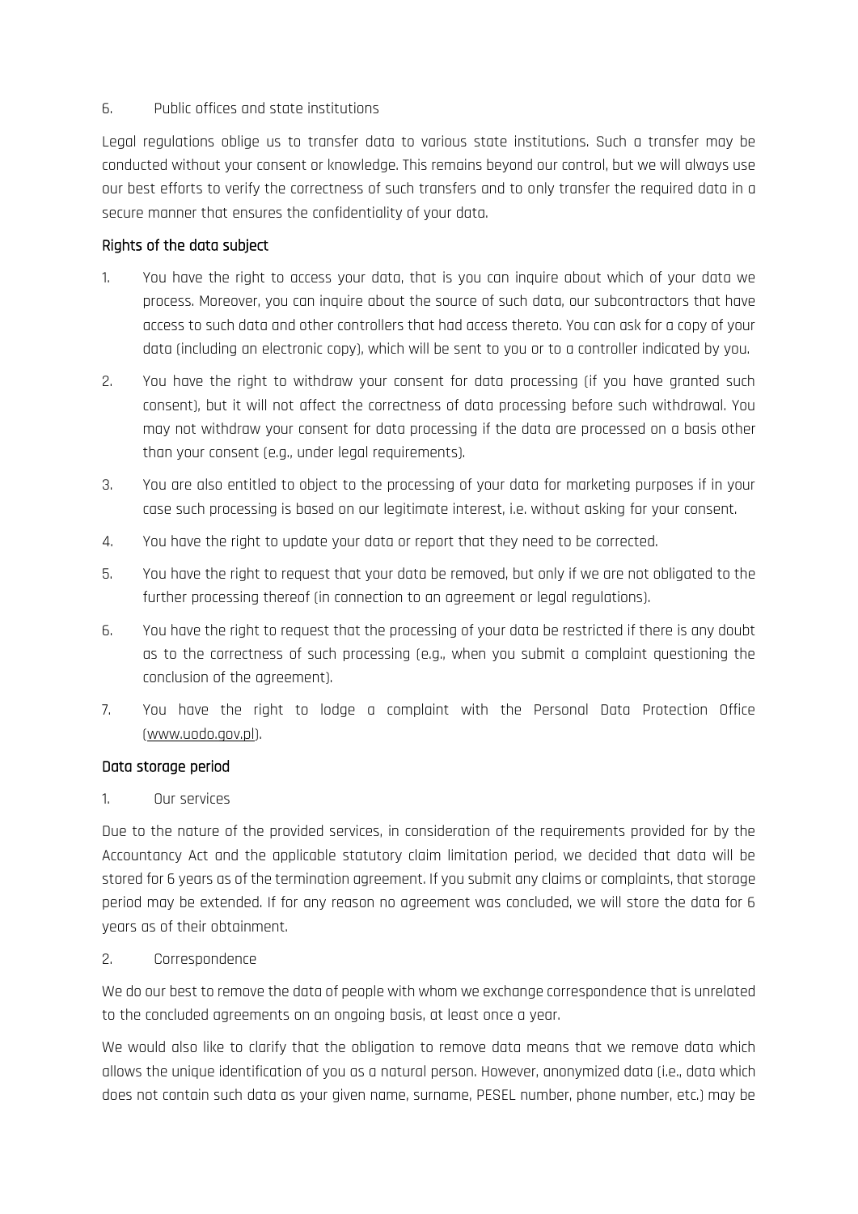6. Public offices and state institutions

Legal regulations oblige us to transfer data to various state institutions. Such a transfer may be conducted without your consent or knowledge. This remains beyond our control, but we will always use our best efforts to verify the correctness of such transfers and to only transfer the required data in a secure manner that ensures the confidentiality of your data.

### Rights of the data subject

1. You have the right to access your data, that is you can inquire about which of your data we process. Moreover, you can inquire about the source of such data, our subcontractors that have access to such data and other controllers that had access thereto. You can ask for a copy of your data (including an electronic copy), which will be sent to you or to a controller indicated by you.
2. You have the right to withdraw your consent for data processing (if you have granted such consent), but it will not affect the correctness of data processing before such withdrawal. You may not withdraw your consent for data processing if the data are processed on a basis other than your consent (e.g., under legal requirements).
3. You are also entitled to object to the processing of your data for marketing purposes if in your case such processing is based on our legitimate interest, i.e. without asking for your consent.
4. You have the right to update your data or report that they need to be corrected.
5. You have the right to request that your data be removed, but only if we are not obligated to the further processing thereof (in connection to an agreement or legal regulations).
6. You have the right to request that the processing of your data be restricted if there is any doubt as to the correctness of such processing (e.g., when you submit a complaint questioning the conclusion of the agreement).
7. You have the right to lodge a complaint with the Personal Data Protection Office (www.uodo.gov.pl).

### Data storage period

1. Our services

Due to the nature of the provided services, in consideration of the requirements provided for by the Accountancy Act and the applicable statutory claim limitation period, we decided that data will be stored for 6 years as of the termination agreement. If you submit any claims or complaints, that storage period may be extended. If for any reason no agreement was concluded, we will store the data for 6 years as of their obtainment.

2. Correspondence

We do our best to remove the data of people with whom we exchange correspondence that is unrelated to the concluded agreements on an ongoing basis, at least once a year.

We would also like to clarify that the obligation to remove data means that we remove data which allows the unique identification of you as a natural person. However, anonymized data (i.e., data which does not contain such data as your given name, surname, PESEL number, phone number, etc.) may be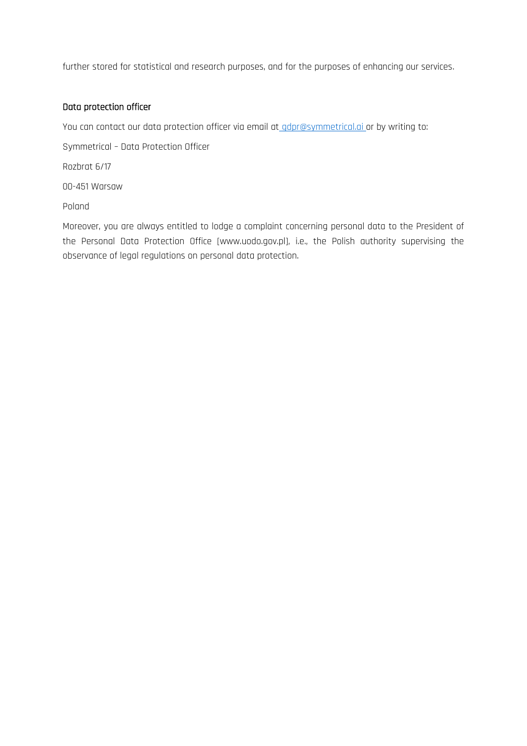further stored for statistical and research purposes, and for the purposes of enhancing our services.

### Data protection officer

You can contact our data protection officer via email at gdpr@symmetrical.ai or by writing to:

Symmetrical – Data Protection Officer

Rozbrat 6/17

00-451 Warsaw

Poland

Moreover, you are always entitled to lodge a complaint concerning personal data to the President of the Personal Data Protection Office [www.uodo.gov.pl], i.e., the Polish authority supervising the observance of legal regulations on personal data protection.